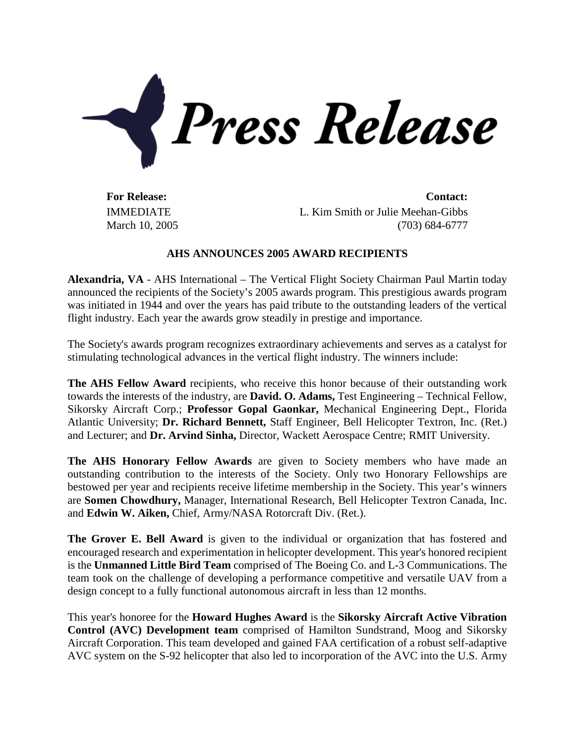# Press Release

**For Release:**
IMMEDIATE
March 10, 2005

**Contact:**
L. Kim Smith or Julie Meehan-Gibbs
(703) 684-6777

## AHS ANNOUNCES 2005 AWARD RECIPIENTS

**Alexandria, VA** - AHS International – The Vertical Flight Society Chairman Paul Martin today announced the recipients of the Society's 2005 awards program. This prestigious awards program was initiated in 1944 and over the years has paid tribute to the outstanding leaders of the vertical flight industry. Each year the awards grow steadily in prestige and importance.

The Society's awards program recognizes extraordinary achievements and serves as a catalyst for stimulating technological advances in the vertical flight industry. The winners include:

**The AHS Fellow Award** recipients, who receive this honor because of their outstanding work towards the interests of the industry, are **David. O. Adams,** Test Engineering – Technical Fellow, Sikorsky Aircraft Corp.; **Professor Gopal Gaonkar,** Mechanical Engineering Dept., Florida Atlantic University; **Dr. Richard Bennett,** Staff Engineer, Bell Helicopter Textron, Inc. (Ret.) and Lecturer; and **Dr. Arvind Sinha,** Director, Wackett Aerospace Centre; RMIT University.

**The AHS Honorary Fellow Awards** are given to Society members who have made an outstanding contribution to the interests of the Society. Only two Honorary Fellowships are bestowed per year and recipients receive lifetime membership in the Society. This year's winners are **Somen Chowdhury,** Manager, International Research, Bell Helicopter Textron Canada, Inc. and **Edwin W. Aiken,** Chief, Army/NASA Rotorcraft Div. (Ret.).

**The Grover E. Bell Award** is given to the individual or organization that has fostered and encouraged research and experimentation in helicopter development. This year's honored recipient is the **Unmanned Little Bird Team** comprised of The Boeing Co. and L-3 Communications. The team took on the challenge of developing a performance competitive and versatile UAV from a design concept to a fully functional autonomous aircraft in less than 12 months.

This year's honoree for the **Howard Hughes Award** is the **Sikorsky Aircraft Active Vibration Control (AVC) Development team** comprised of Hamilton Sundstrand, Moog and Sikorsky Aircraft Corporation. This team developed and gained FAA certification of a robust self-adaptive AVC system on the S-92 helicopter that also led to incorporation of the AVC into the U.S. Army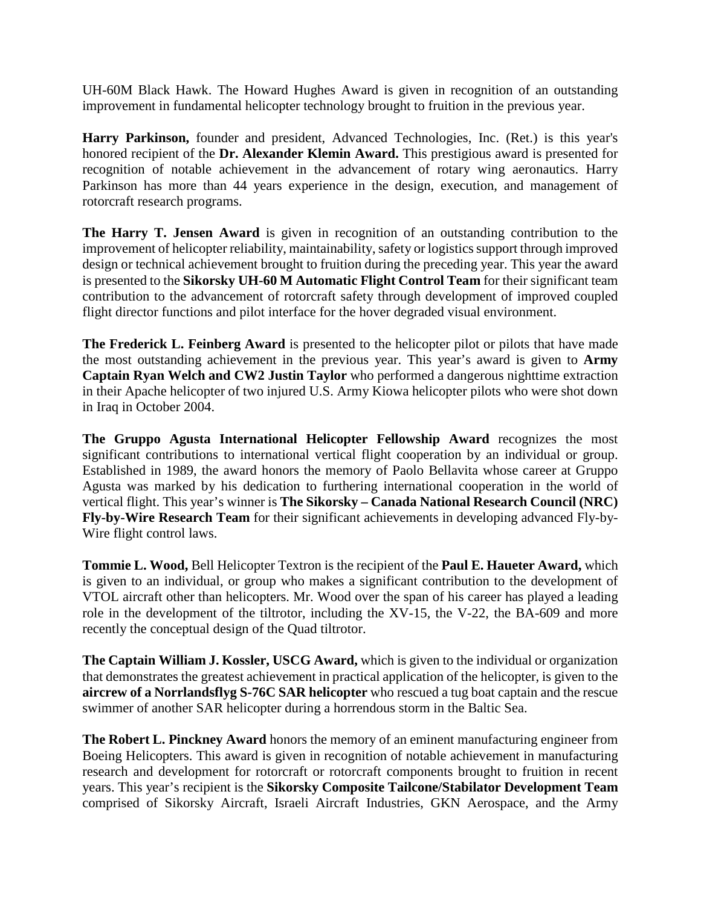UH-60M Black Hawk. The Howard Hughes Award is given in recognition of an outstanding improvement in fundamental helicopter technology brought to fruition in the previous year.

**Harry Parkinson,** founder and president, Advanced Technologies, Inc. (Ret.) is this year's honored recipient of the **Dr. Alexander Klemin Award.** This prestigious award is presented for recognition of notable achievement in the advancement of rotary wing aeronautics. Harry Parkinson has more than 44 years experience in the design, execution, and management of rotorcraft research programs.

**The Harry T. Jensen Award** is given in recognition of an outstanding contribution to the improvement of helicopter reliability, maintainability, safety or logistics support through improved design or technical achievement brought to fruition during the preceding year. This year the award is presented to the **Sikorsky UH-60 M Automatic Flight Control Team** for their significant team contribution to the advancement of rotorcraft safety through development of improved coupled flight director functions and pilot interface for the hover degraded visual environment.

**The Frederick L. Feinberg Award** is presented to the helicopter pilot or pilots that have made the most outstanding achievement in the previous year. This year's award is given to **Army Captain Ryan Welch and CW2 Justin Taylor** who performed a dangerous nighttime extraction in their Apache helicopter of two injured U.S. Army Kiowa helicopter pilots who were shot down in Iraq in October 2004.

**The Gruppo Agusta International Helicopter Fellowship Award** recognizes the most significant contributions to international vertical flight cooperation by an individual or group. Established in 1989, the award honors the memory of Paolo Bellavita whose career at Gruppo Agusta was marked by his dedication to furthering international cooperation in the world of vertical flight. This year's winner is **The Sikorsky – Canada National Research Council (NRC) Fly-by-Wire Research Team** for their significant achievements in developing advanced Fly-by-Wire flight control laws.

**Tommie L. Wood,** Bell Helicopter Textron is the recipient of the **Paul E. Haueter Award,** which is given to an individual, or group who makes a significant contribution to the development of VTOL aircraft other than helicopters. Mr. Wood over the span of his career has played a leading role in the development of the tiltrotor, including the XV-15, the V-22, the BA-609 and more recently the conceptual design of the Quad tiltrotor.

**The Captain William J. Kossler, USCG Award,** which is given to the individual or organization that demonstrates the greatest achievement in practical application of the helicopter, is given to the **aircrew of a Norrlandsflyg S-76C SAR helicopter** who rescued a tug boat captain and the rescue swimmer of another SAR helicopter during a horrendous storm in the Baltic Sea.

**The Robert L. Pinckney Award** honors the memory of an eminent manufacturing engineer from Boeing Helicopters. This award is given in recognition of notable achievement in manufacturing research and development for rotorcraft or rotorcraft components brought to fruition in recent years. This year's recipient is the **Sikorsky Composite Tailcone/Stabilator Development Team** comprised of Sikorsky Aircraft, Israeli Aircraft Industries, GKN Aerospace, and the Army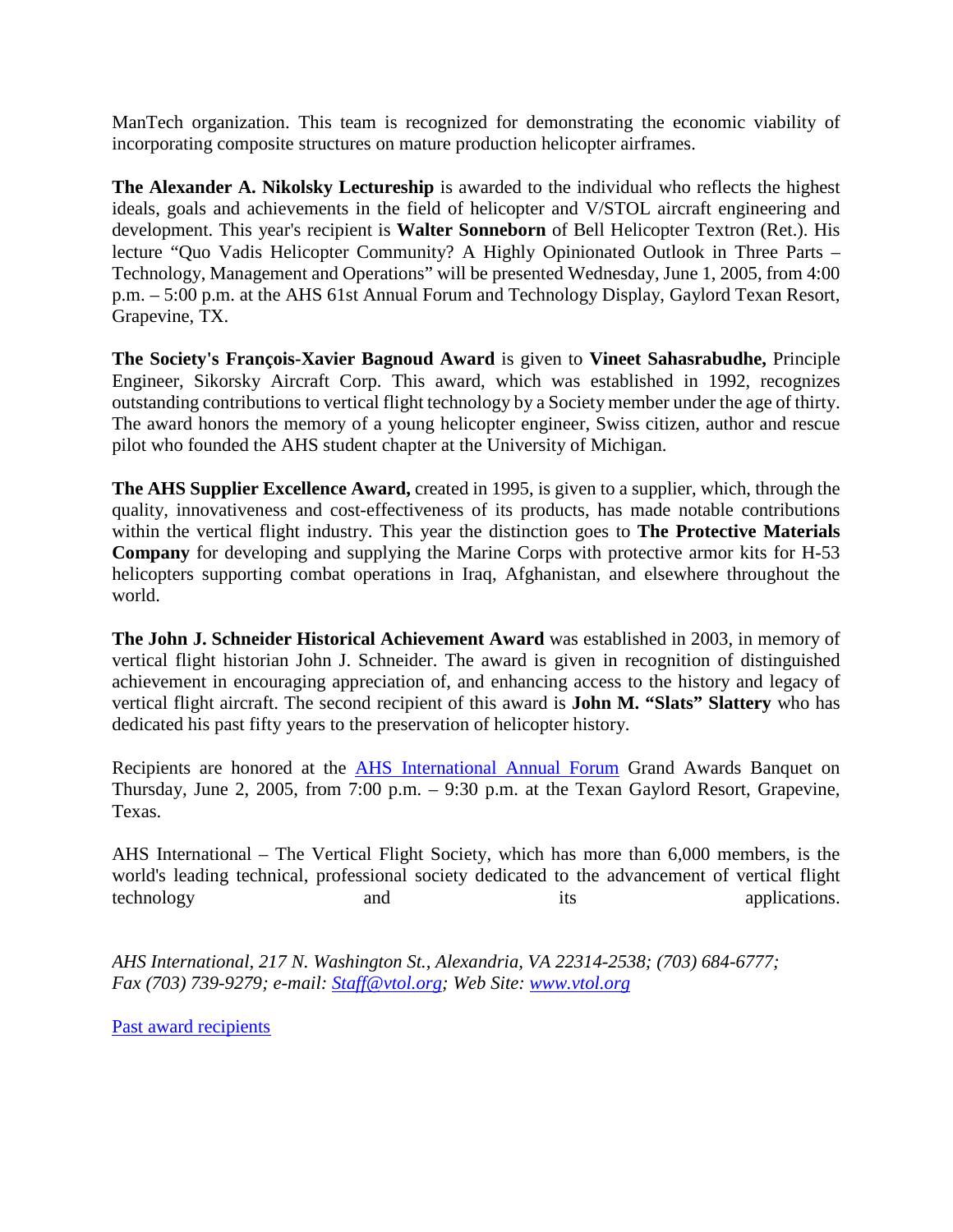ManTech organization. This team is recognized for demonstrating the economic viability of incorporating composite structures on mature production helicopter airframes.

**The Alexander A. Nikolsky Lectureship** is awarded to the individual who reflects the highest ideals, goals and achievements in the field of helicopter and V/STOL aircraft engineering and development. This year's recipient is **Walter Sonneborn** of Bell Helicopter Textron (Ret.). His lecture "Quo Vadis Helicopter Community? A Highly Opinionated Outlook in Three Parts – Technology, Management and Operations" will be presented Wednesday, June 1, 2005, from 4:00 p.m. – 5:00 p.m. at the AHS 61st Annual Forum and Technology Display, Gaylord Texan Resort, Grapevine, TX.

**The Society's François-Xavier Bagnoud Award** is given to **Vineet Sahasrabudhe,** Principle Engineer, Sikorsky Aircraft Corp. This award, which was established in 1992, recognizes outstanding contributions to vertical flight technology by a Society member under the age of thirty. The award honors the memory of a young helicopter engineer, Swiss citizen, author and rescue pilot who founded the AHS student chapter at the University of Michigan.

**The AHS Supplier Excellence Award,** created in 1995, is given to a supplier, which, through the quality, innovativeness and cost-effectiveness of its products, has made notable contributions within the vertical flight industry. This year the distinction goes to **The Protective Materials Company** for developing and supplying the Marine Corps with protective armor kits for H-53 helicopters supporting combat operations in Iraq, Afghanistan, and elsewhere throughout the world.

**The John J. Schneider Historical Achievement Award** was established in 2003, in memory of vertical flight historian John J. Schneider. The award is given in recognition of distinguished achievement in encouraging appreciation of, and enhancing access to the history and legacy of vertical flight aircraft. The second recipient of this award is **John M. "Slats" Slattery** who has dedicated his past fifty years to the preservation of helicopter history.

Recipients are honored at the AHS International Annual Forum Grand Awards Banquet on Thursday, June 2, 2005, from 7:00 p.m. – 9:30 p.m. at the Texan Gaylord Resort, Grapevine, Texas.

AHS International – The Vertical Flight Society, which has more than 6,000 members, is the world's leading technical, professional society dedicated to the advancement of vertical flight technology and its applications.

*AHS International, 217 N. Washington St., Alexandria, VA 22314-2538; (703) 684-6777; Fax (703) 739-9279; e-mail: Staff@vtol.org; Web Site: www.vtol.org*

Past award recipients